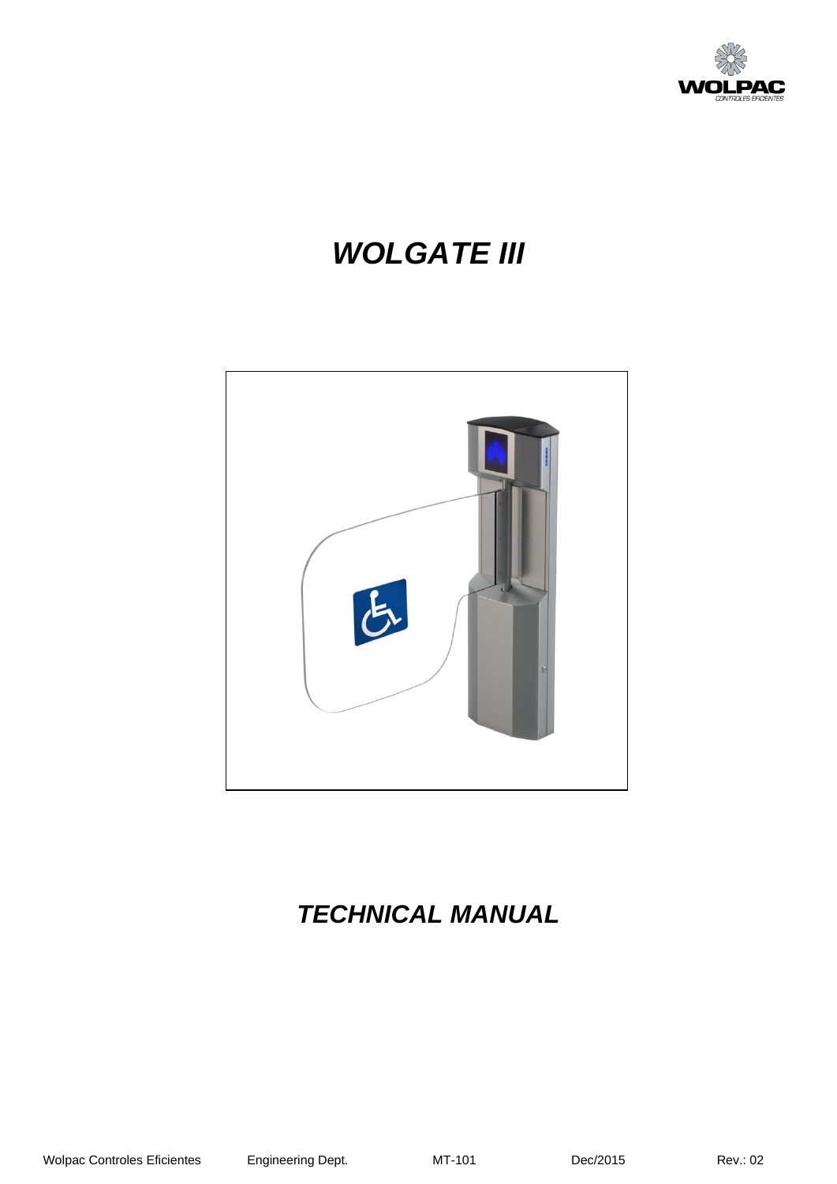# *WOLGATE III*

# *TECHNICAL MANUAL*

Wolpac Controles Eficientes Engineering Dept. MT-101 Dec/2015 Rev.: 02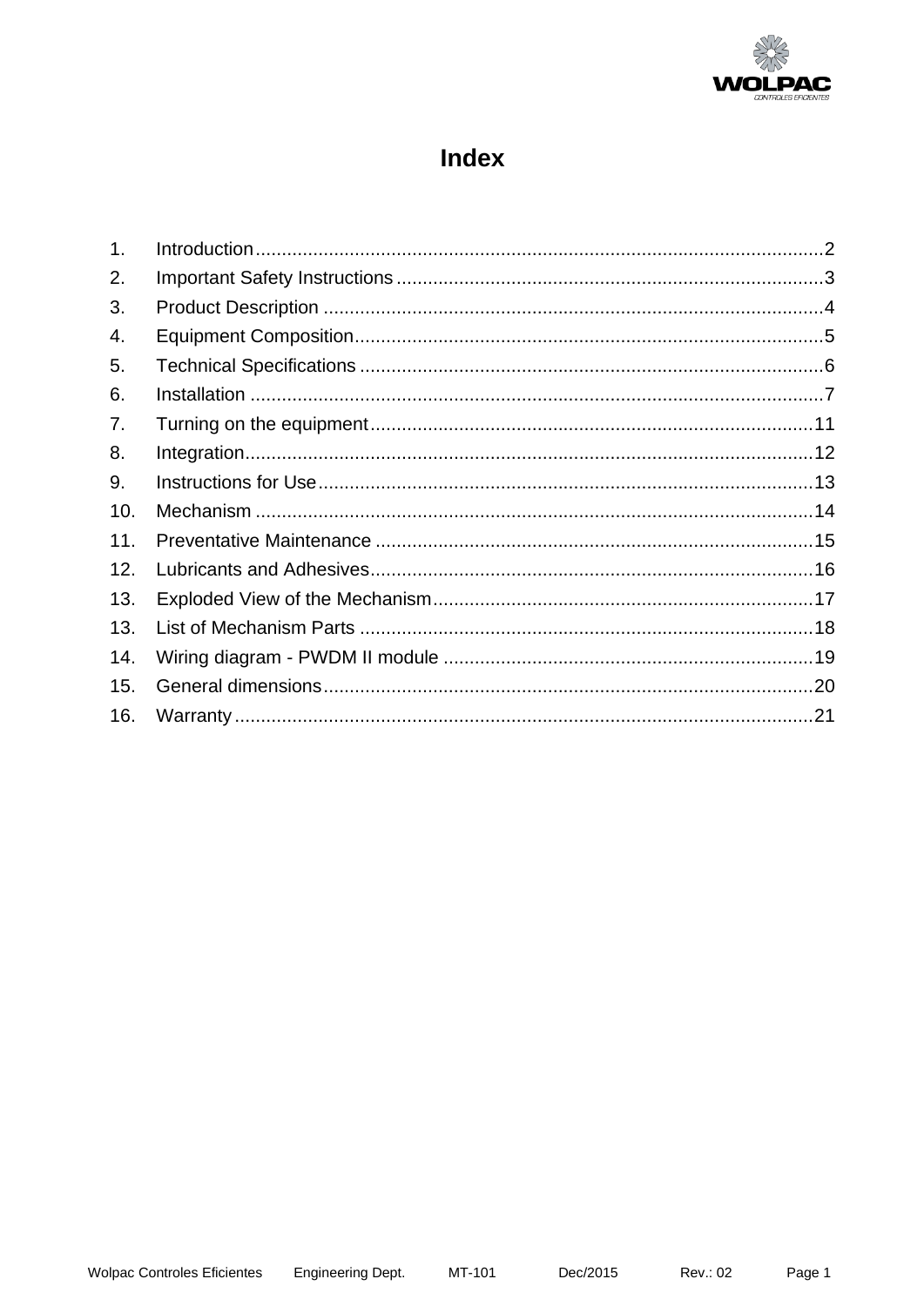# Index

1. Introduction ........................................................................................................ 2
2. Important Safety Instructions ................................................................................ 3
3. Product Description .............................................................................................. 4
4. Equipment Composition ........................................................................................ 5
5. Technical Specifications ....................................................................................... 6
6. Installation ............................................................................................................ 7
7. Turning on the equipment ................................................................................... 11
8. Integration ........................................................................................................... 12
9. Instructions for Use ............................................................................................. 13
10. Mechanism ......................................................................................................... 14
11. Preventative Maintenance .................................................................................. 15
12. Lubricants and Adhesives ................................................................................... 16
13. Exploded View of the Mechanism ....................................................................... 17
13. List of Mechanism Parts ..................................................................................... 18
14. Wiring diagram - PWDM II module ..................................................................... 19
15. General dimensions ............................................................................................ 20
16. Warranty ............................................................................................................. 21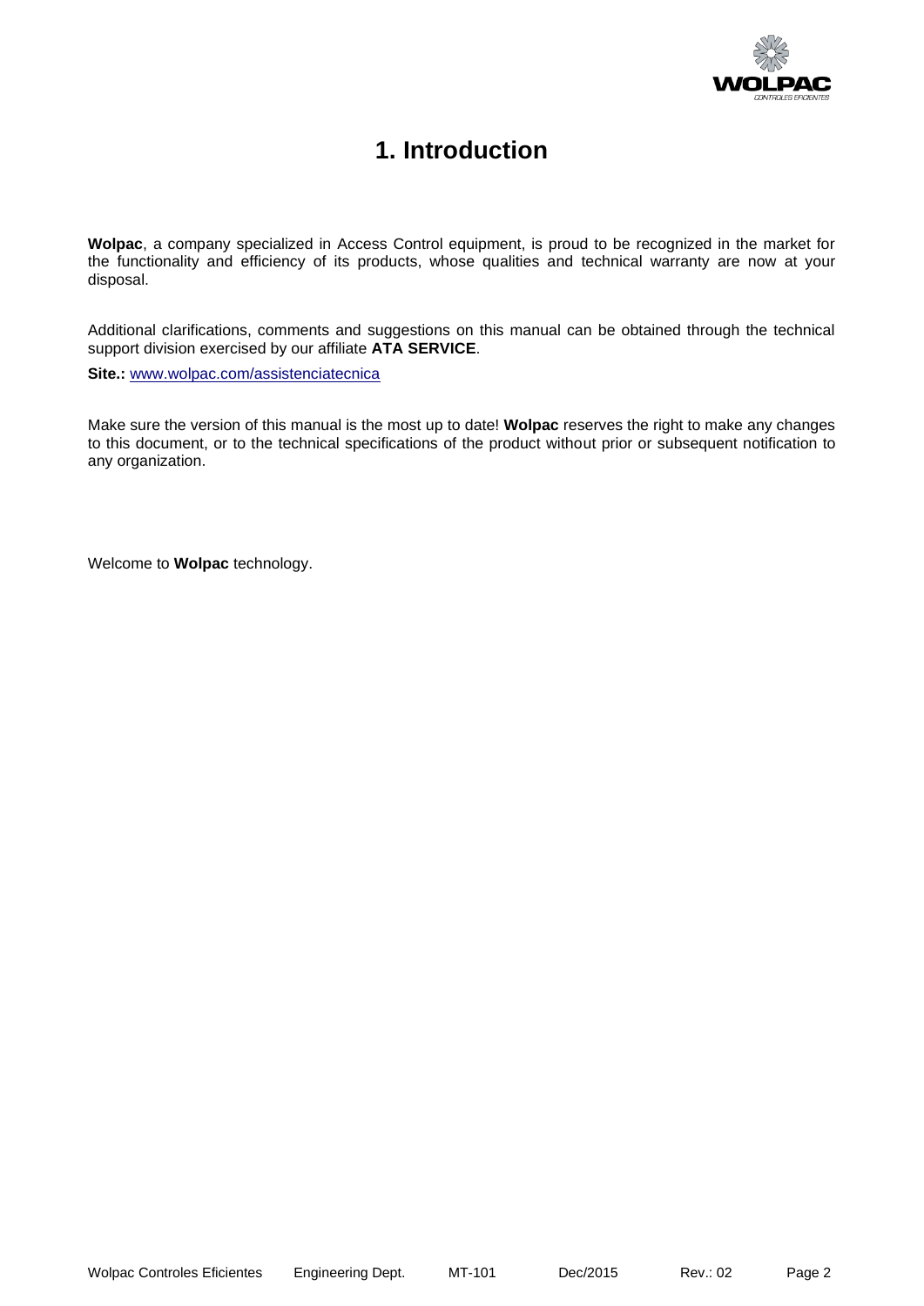# 1. Introduction

**Wolpac**, a company specialized in Access Control equipment, is proud to be recognized in the market for the functionality and efficiency of its products, whose qualities and technical warranty are now at your disposal.

Additional clarifications, comments and suggestions on this manual can be obtained through the technical support division exercised by our affiliate **ATA SERVICE**.

**Site.:** www.wolpac.com/assistenciatecnica

Make sure the version of this manual is the most up to date! **Wolpac** reserves the right to make any changes to this document, or to the technical specifications of the product without prior or subsequent notification to any organization.

Welcome to **Wolpac** technology.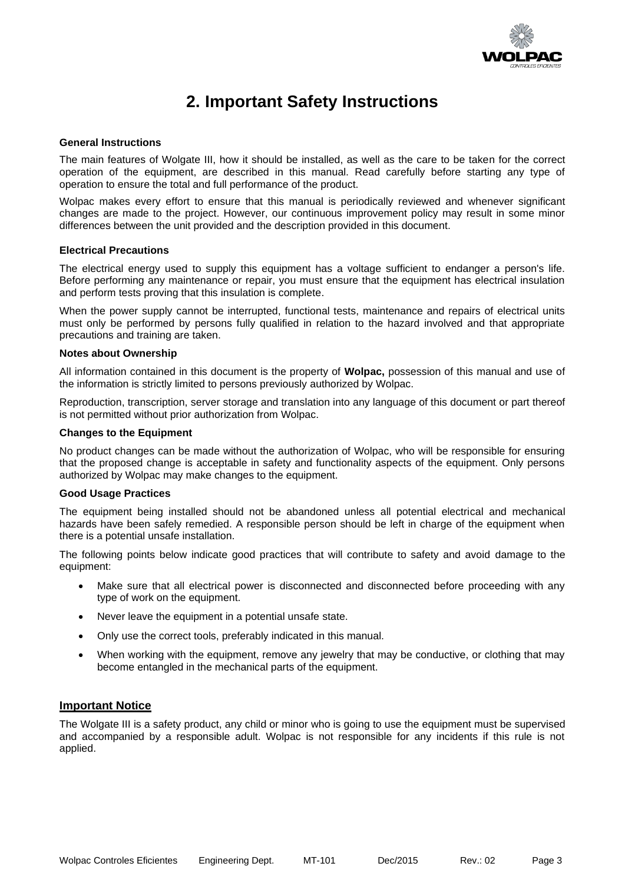# 2. Important Safety Instructions

**General Instructions**

The main features of Wolgate III, how it should be installed, as well as the care to be taken for the correct operation of the equipment, are described in this manual. Read carefully before starting any type of operation to ensure the total and full performance of the product.

Wolpac makes every effort to ensure that this manual is periodically reviewed and whenever significant changes are made to the project. However, our continuous improvement policy may result in some minor differences between the unit provided and the description provided in this document.

**Electrical Precautions**

The electrical energy used to supply this equipment has a voltage sufficient to endanger a person's life. Before performing any maintenance or repair, you must ensure that the equipment has electrical insulation and perform tests proving that this insulation is complete.

When the power supply cannot be interrupted, functional tests, maintenance and repairs of electrical units must only be performed by persons fully qualified in relation to the hazard involved and that appropriate precautions and training are taken.

**Notes about Ownership**

All information contained in this document is the property of **Wolpac,** possession of this manual and use of the information is strictly limited to persons previously authorized by Wolpac.

Reproduction, transcription, server storage and translation into any language of this document or part thereof is not permitted without prior authorization from Wolpac.

**Changes to the Equipment**

No product changes can be made without the authorization of Wolpac, who will be responsible for ensuring that the proposed change is acceptable in safety and functionality aspects of the equipment. Only persons authorized by Wolpac may make changes to the equipment.

**Good Usage Practices**

The equipment being installed should not be abandoned unless all potential electrical and mechanical hazards have been safely remedied. A responsible person should be left in charge of the equipment when there is a potential unsafe installation.

The following points below indicate good practices that will contribute to safety and avoid damage to the equipment:

- Make sure that all electrical power is disconnected and disconnected before proceeding with any type of work on the equipment.
- Never leave the equipment in a potential unsafe state.
- Only use the correct tools, preferably indicated in this manual.
- When working with the equipment, remove any jewelry that may be conductive, or clothing that may become entangled in the mechanical parts of the equipment.

## Important Notice

The Wolgate III is a safety product, any child or minor who is going to use the equipment must be supervised and accompanied by a responsible adult. Wolpac is not responsible for any incidents if this rule is not applied.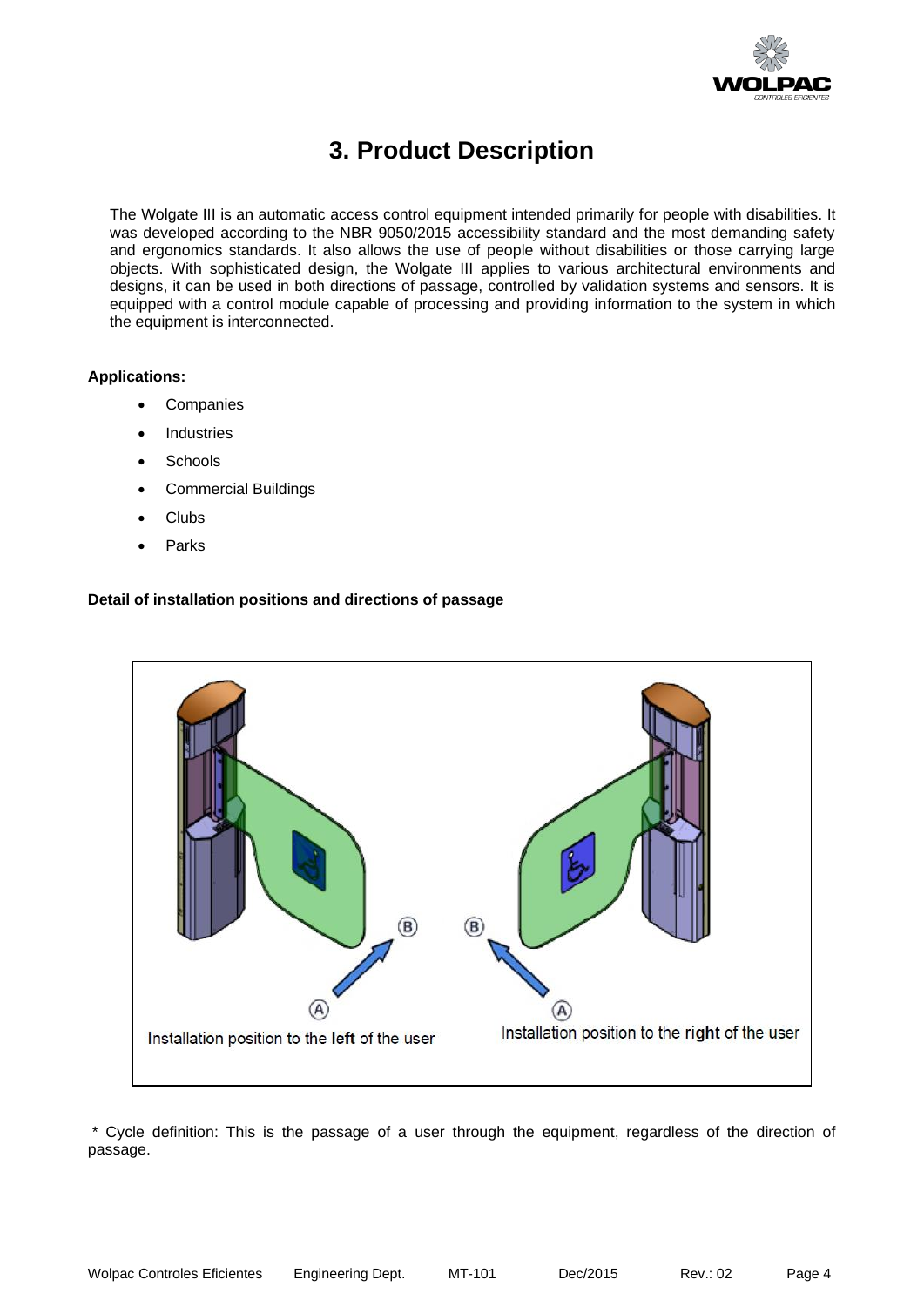# 3. Product Description

The Wolgate III is an automatic access control equipment intended primarily for people with disabilities. It was developed according to the NBR 9050/2015 accessibility standard and the most demanding safety and ergonomics standards. It also allows the use of people without disabilities or those carrying large objects. With sophisticated design, the Wolgate III applies to various architectural environments and designs, it can be used in both directions of passage, controlled by validation systems and sensors. It is equipped with a control module capable of processing and providing information to the system in which the equipment is interconnected.

**Applications:**

- Companies
- Industries
- Schools
- Commercial Buildings
- Clubs
- Parks

**Detail of installation positions and directions of passage**

Installation position to the **left** of the user

Installation position to the **right** of the user

\* Cycle definition: This is the passage of a user through the equipment, regardless of the direction of passage.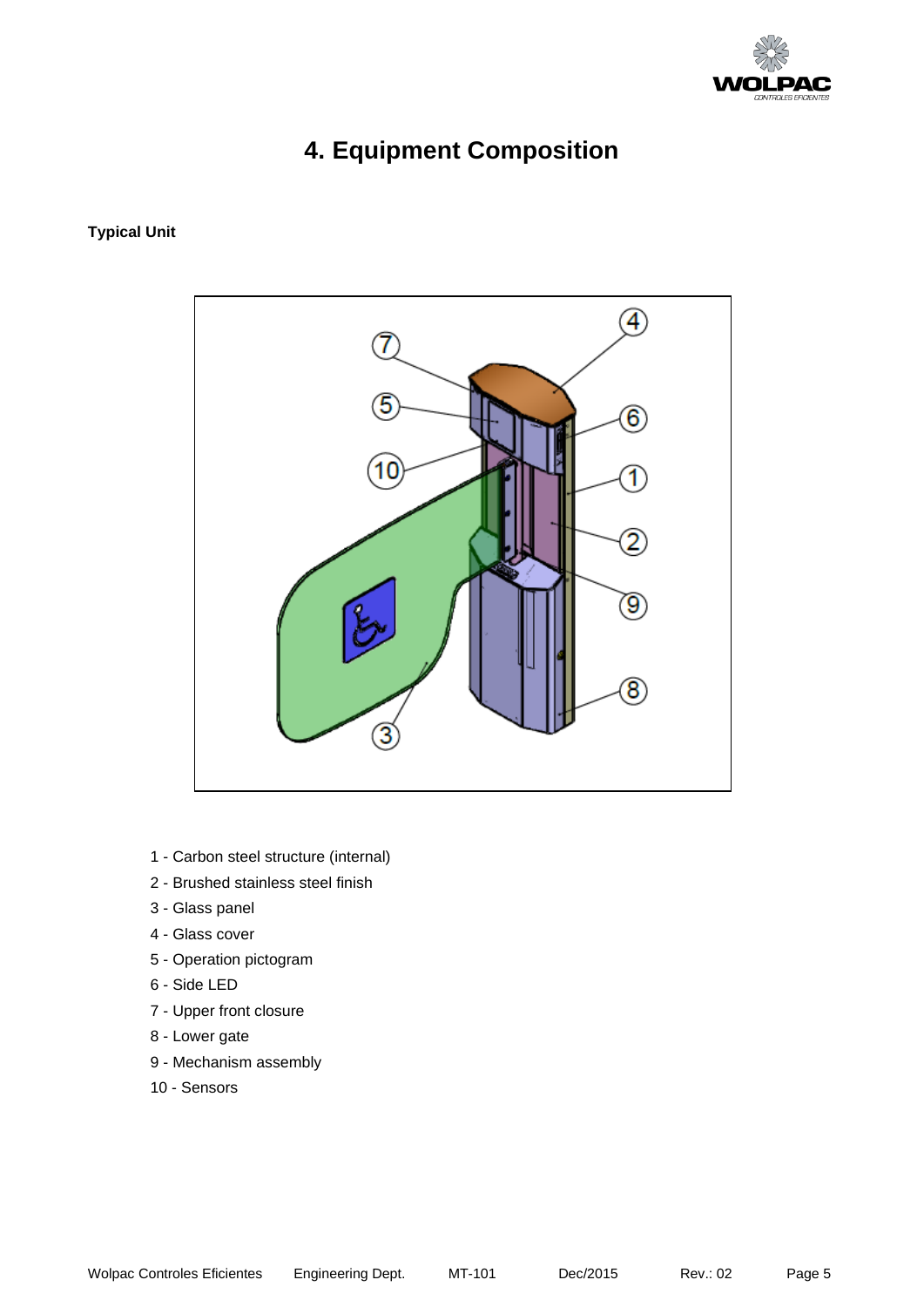# 4. Equipment Composition

**Typical Unit**

1 - Carbon steel structure (internal)
2 - Brushed stainless steel finish
3 - Glass panel
4 - Glass cover
5 - Operation pictogram
6 - Side LED
7 - Upper front closure
8 - Lower gate
9 - Mechanism assembly
10 - Sensors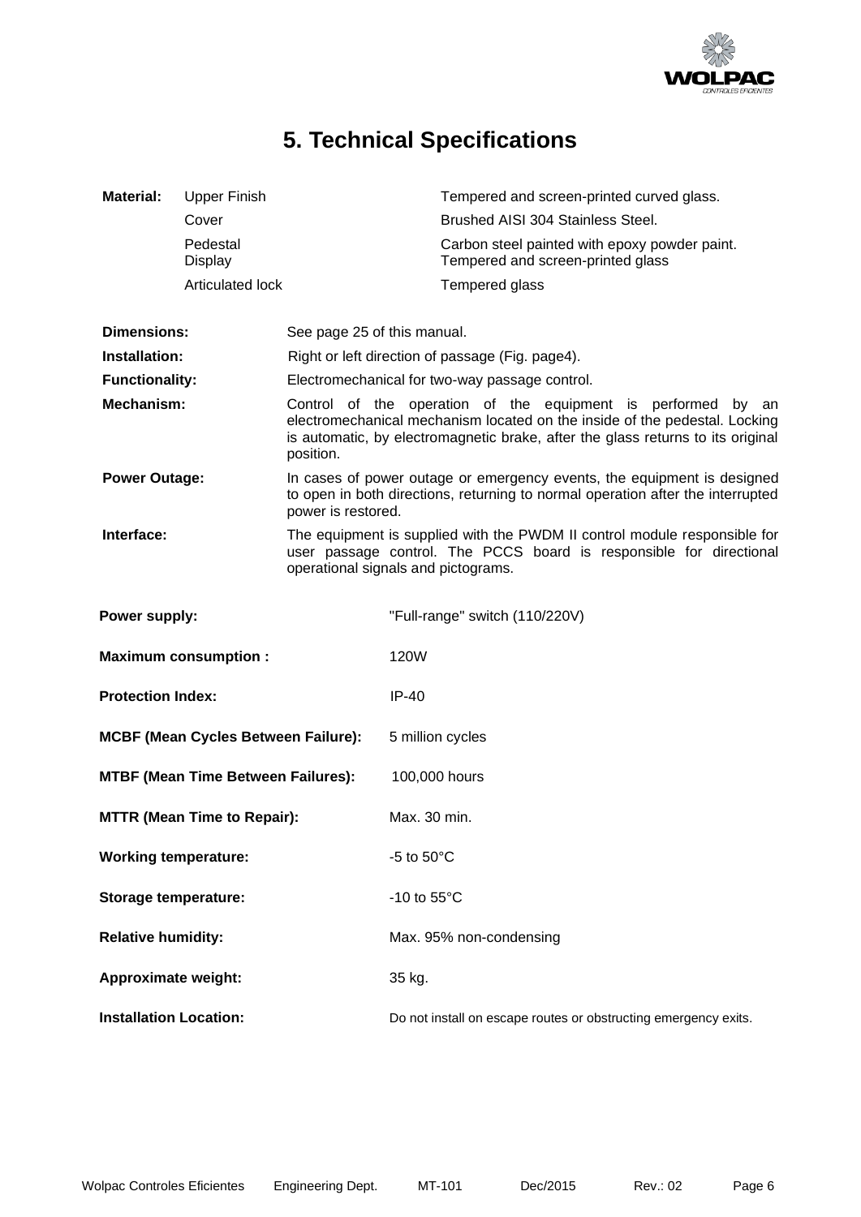# 5. Technical Specifications

| | | |
|---|---|---|
| **Material:** | Upper Finish | Tempered and screen-printed curved glass. |
| | Cover | Brushed AISI 304 Stainless Steel. |
| | Pedestal | Carbon steel painted with epoxy powder paint. |
| | Display | Tempered and screen-printed glass |
| | Articulated lock | Tempered glass |

**Dimensions:** See page 25 of this manual.

**Installation:** Right or left direction of passage (Fig. page4).

**Functionality:** Electromechanical for two-way passage control.

**Mechanism:** Control of the operation of the equipment is performed by an electromechanical mechanism located on the inside of the pedestal. Locking is automatic, by electromagnetic brake, after the glass returns to its original position.

**Power Outage:** In cases of power outage or emergency events, the equipment is designed to open in both directions, returning to normal operation after the interrupted power is restored.

**Interface:** The equipment is supplied with the PWDM II control module responsible for user passage control. The PCCS board is responsible for directional operational signals and pictograms.

| | |
|---|---|
| **Power supply:** | "Full-range" switch (110/220V) |
| **Maximum consumption :** | 120W |
| **Protection Index:** | IP-40 |
| **MCBF (Mean Cycles Between Failure):** | 5 million cycles |
| **MTBF (Mean Time Between Failures):** | 100,000 hours |
| **MTTR (Mean Time to Repair):** | Max. 30 min. |
| **Working temperature:** | -5 to 50°C |
| **Storage temperature:** | -10 to 55°C |
| **Relative humidity:** | Max. 95% non-condensing |
| **Approximate weight:** | 35 kg. |
| **Installation Location:** | Do not install on escape routes or obstructing emergency exits. |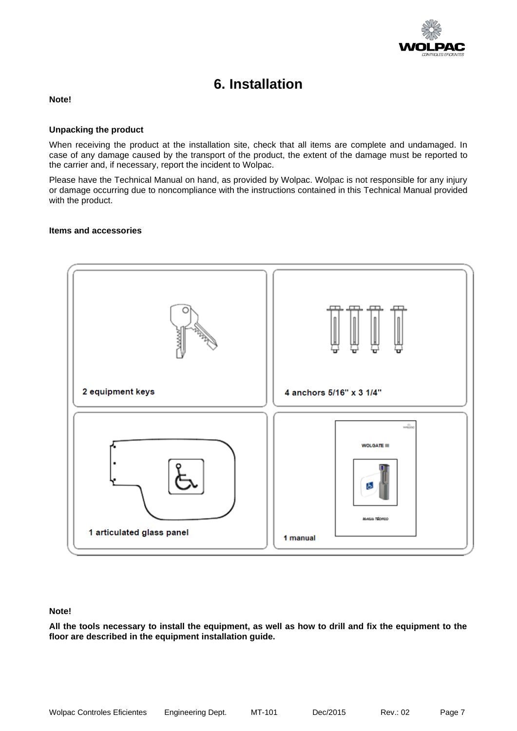# 6. Installation

**Note!**

**Unpacking the product**

When receiving the product at the installation site, check that all items are complete and undamaged. In case of any damage caused by the transport of the product, the extent of the damage must be reported to the carrier and, if necessary, report the incident to Wolpac.

Please have the Technical Manual on hand, as provided by Wolpac. Wolpac is not responsible for any injury or damage occurring due to noncompliance with the instructions contained in this Technical Manual provided with the product.

**Items and accessories**

2 equipment keys

4 anchors 5/16" x 3 1/4"

1 articulated glass panel

1 manual

**Note!**

**All the tools necessary to install the equipment, as well as how to drill and fix the equipment to the floor are described in the equipment installation guide.**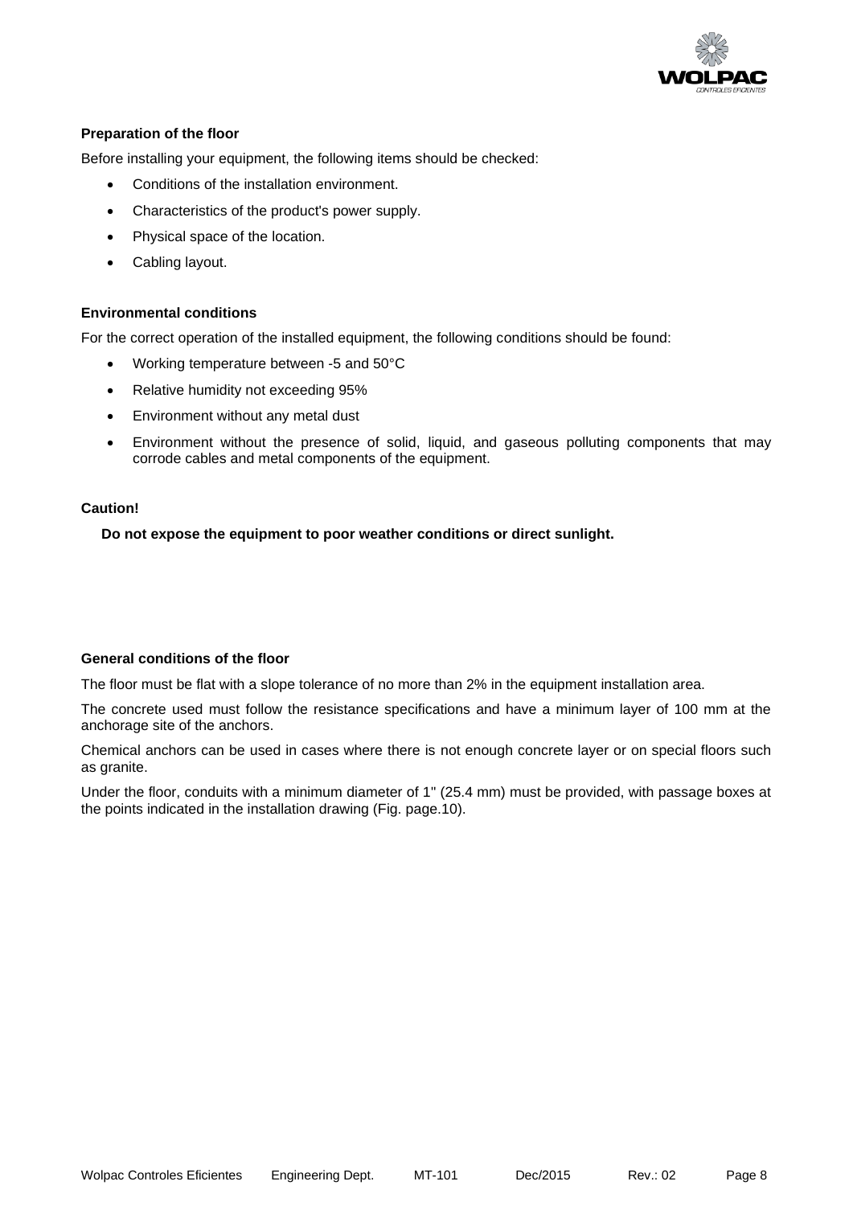**Preparation of the floor**

Before installing your equipment, the following items should be checked:

- Conditions of the installation environment.
- Characteristics of the product's power supply.
- Physical space of the location.
- Cabling layout.

**Environmental conditions**

For the correct operation of the installed equipment, the following conditions should be found:

- Working temperature between -5 and 50°C
- Relative humidity not exceeding 95%
- Environment without any metal dust
- Environment without the presence of solid, liquid, and gaseous polluting components that may corrode cables and metal components of the equipment.

**Caution!**

**Do not expose the equipment to poor weather conditions or direct sunlight.**

**General conditions of the floor**

The floor must be flat with a slope tolerance of no more than 2% in the equipment installation area.

The concrete used must follow the resistance specifications and have a minimum layer of 100 mm at the anchorage site of the anchors.

Chemical anchors can be used in cases where there is not enough concrete layer or on special floors such as granite.

Under the floor, conduits with a minimum diameter of 1" (25.4 mm) must be provided, with passage boxes at the points indicated in the installation drawing (Fig. page.10).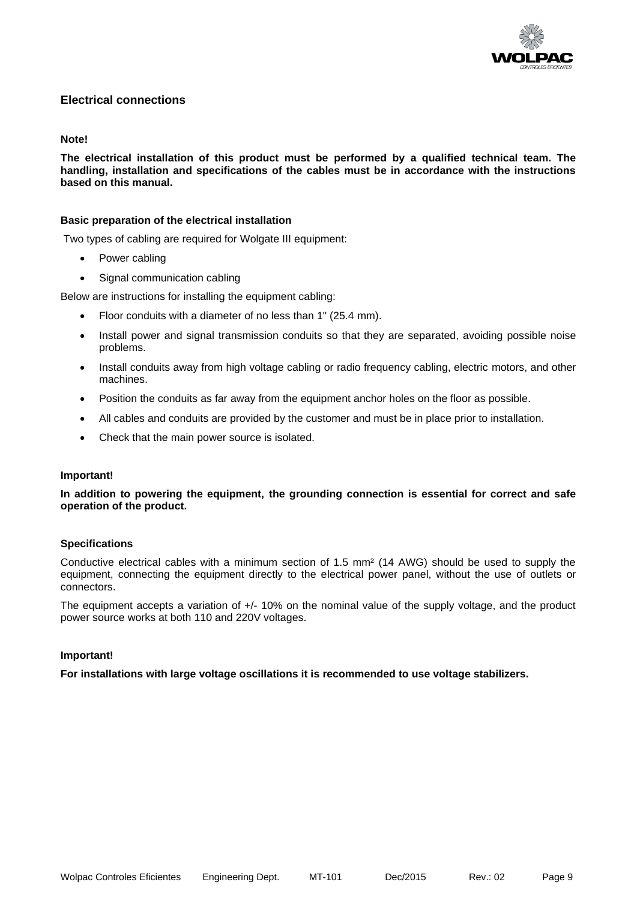## Electrical connections

**Note!**

**The electrical installation of this product must be performed by a qualified technical team. The handling, installation and specifications of the cables must be in accordance with the instructions based on this manual.**

### Basic preparation of the electrical installation

Two types of cabling are required for Wolgate III equipment:

- Power cabling
- Signal communication cabling

Below are instructions for installing the equipment cabling:

- Floor conduits with a diameter of no less than 1" (25.4 mm).
- Install power and signal transmission conduits so that they are separated, avoiding possible noise problems.
- Install conduits away from high voltage cabling or radio frequency cabling, electric motors, and other machines.
- Position the conduits as far away from the equipment anchor holes on the floor as possible.
- All cables and conduits are provided by the customer and must be in place prior to installation.
- Check that the main power source is isolated.

**Important!**

**In addition to powering the equipment, the grounding connection is essential for correct and safe operation of the product.**

### Specifications

Conductive electrical cables with a minimum section of 1.5 mm² (14 AWG) should be used to supply the equipment, connecting the equipment directly to the electrical power panel, without the use of outlets or connectors.

The equipment accepts a variation of +/- 10% on the nominal value of the supply voltage, and the product power source works at both 110 and 220V voltages.

**Important!**

**For installations with large voltage oscillations it is recommended to use voltage stabilizers.**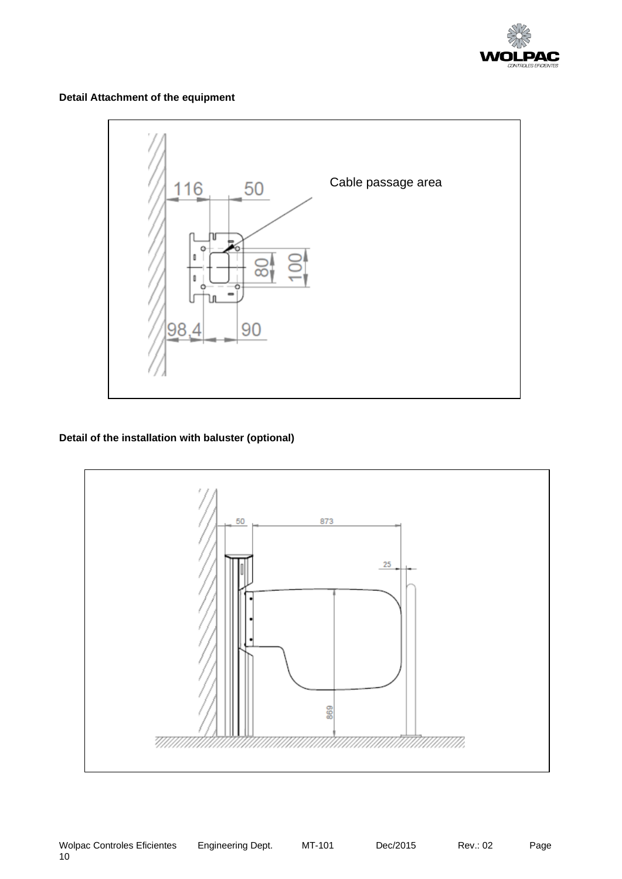**Detail Attachment of the equipment**

116 50

Cable passage area

80 100

98.4 90

**Detail of the installation with baluster (optional)**

50 873

25

869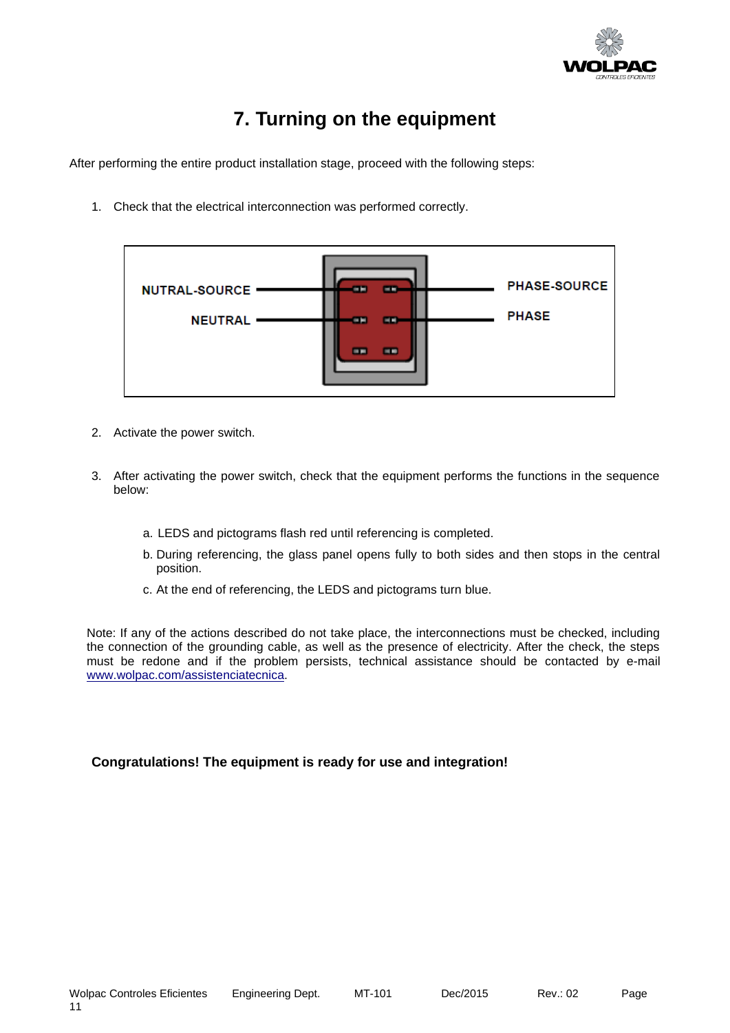# 7. Turning on the equipment

After performing the entire product installation stage, proceed with the following steps:

1. Check that the electrical interconnection was performed correctly.

NUTRAL-SOURCE

NEUTRAL

PHASE-SOURCE

PHASE

2. Activate the power switch.

3. After activating the power switch, check that the equipment performs the functions in the sequence below:

   a. LEDS and pictograms flash red until referencing is completed.

   b. During referencing, the glass panel opens fully to both sides and then stops in the central position.

   c. At the end of referencing, the LEDS and pictograms turn blue.

Note: If any of the actions described do not take place, the interconnections must be checked, including the connection of the grounding cable, as well as the presence of electricity. After the check, the steps must be redone and if the problem persists, technical assistance should be contacted by e-mail www.wolpac.com/assistenciatecnica.

**Congratulations! The equipment is ready for use and integration!**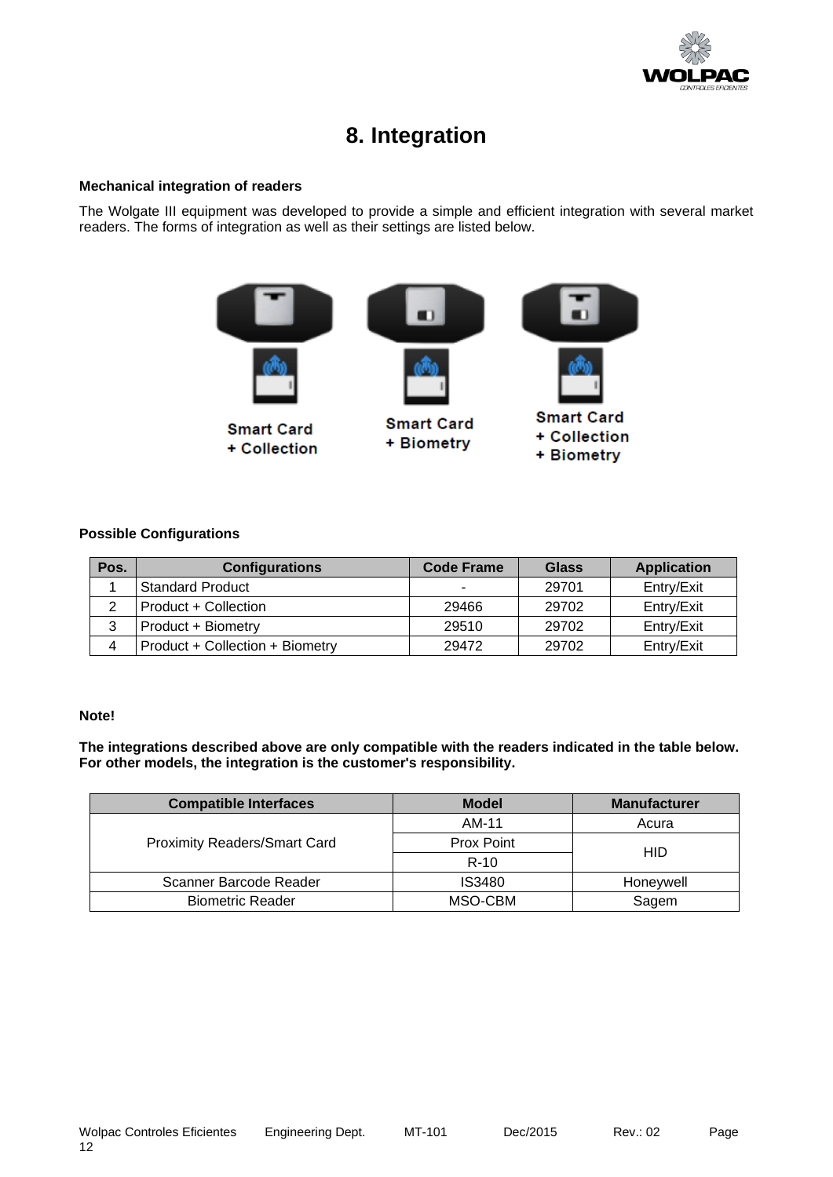# 8. Integration

**Mechanical integration of readers**

The Wolgate III equipment was developed to provide a simple and efficient integration with several market readers. The forms of integration as well as their settings are listed below.

Smart Card + Collection

Smart Card + Biometry

Smart Card + Collection + Biometry

**Possible Configurations**

| Pos. | Configurations | Code Frame | Glass | Application |
|---|---|---|---|---|
| 1 | Standard Product | - | 29701 | Entry/Exit |
| 2 | Product + Collection | 29466 | 29702 | Entry/Exit |
| 3 | Product + Biometry | 29510 | 29702 | Entry/Exit |
| 4 | Product + Collection + Biometry | 29472 | 29702 | Entry/Exit |

**Note!**

**The integrations described above are only compatible with the readers indicated in the table below. For other models, the integration is the customer's responsibility.**

| Compatible Interfaces | Model | Manufacturer |
|---|---|---|
| Proximity Readers/Smart Card | AM-11 | Acura |
| | Prox Point | HID |
| | R-10 | |
| Scanner Barcode Reader | IS3480 | Honeywell |
| Biometric Reader | MSO-CBM | Sagem |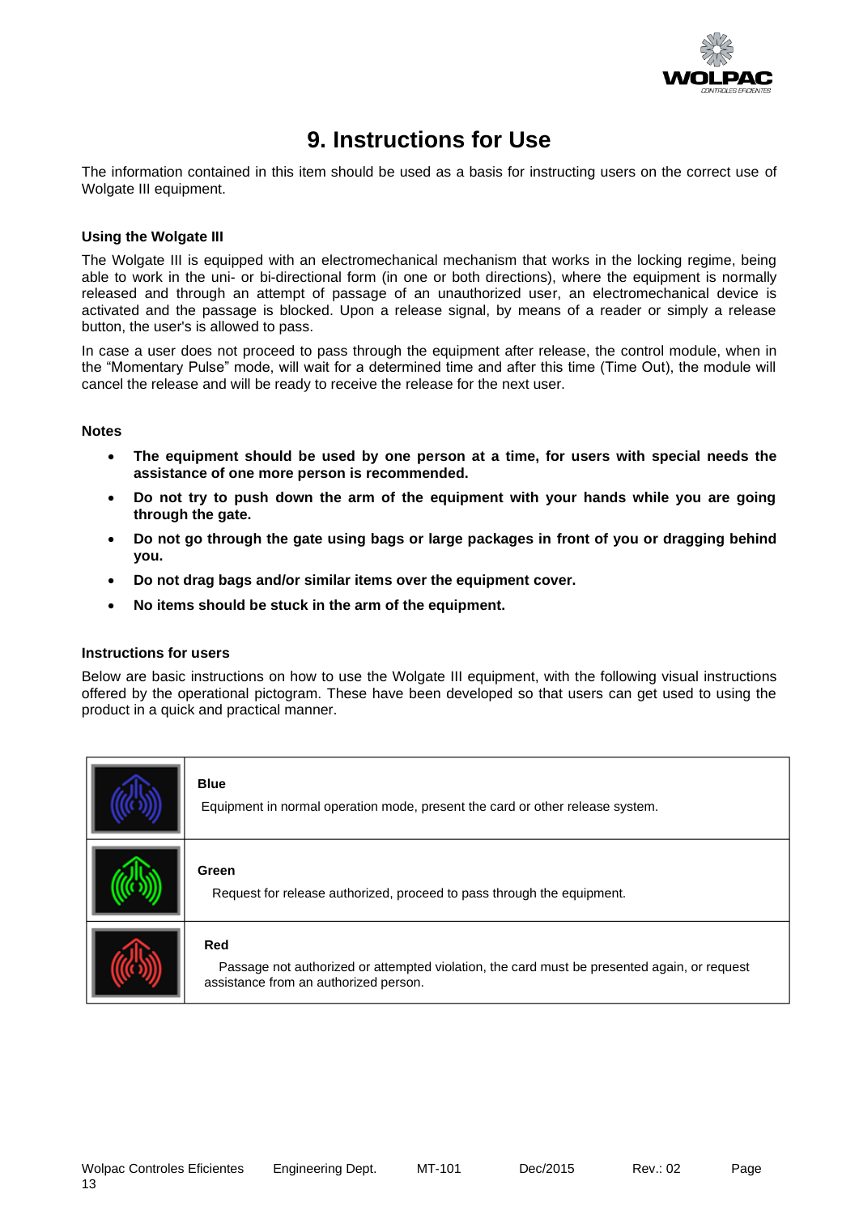# 9. Instructions for Use

The information contained in this item should be used as a basis for instructing users on the correct use of Wolgate III equipment.

### Using the Wolgate III

The Wolgate III is equipped with an electromechanical mechanism that works in the locking regime, being able to work in the uni- or bi-directional form (in one or both directions), where the equipment is normally released and through an attempt of passage of an unauthorized user, an electromechanical device is activated and the passage is blocked. Upon a release signal, by means of a reader or simply a release button, the user's is allowed to pass.

In case a user does not proceed to pass through the equipment after release, the control module, when in the "Momentary Pulse" mode, will wait for a determined time and after this time (Time Out), the module will cancel the release and will be ready to receive the release for the next user.

### Notes

- **The equipment should be used by one person at a time, for users with special needs the assistance of one more person is recommended.**
- **Do not try to push down the arm of the equipment with your hands while you are going through the gate.**
- **Do not go through the gate using bags or large packages in front of you or dragging behind you.**
- **Do not drag bags and/or similar items over the equipment cover.**
- **No items should be stuck in the arm of the equipment.**

### Instructions for users

Below are basic instructions on how to use the Wolgate III equipment, with the following visual instructions offered by the operational pictogram. These have been developed so that users can get used to using the product in a quick and practical manner.

| | |
|---|---|
| | **Blue**<br>Equipment in normal operation mode, present the card or other release system. |
| | **Green**<br>Request for release authorized, proceed to pass through the equipment. |
| | **Red**<br>Passage not authorized or attempted violation, the card must be presented again, or request assistance from an authorized person. |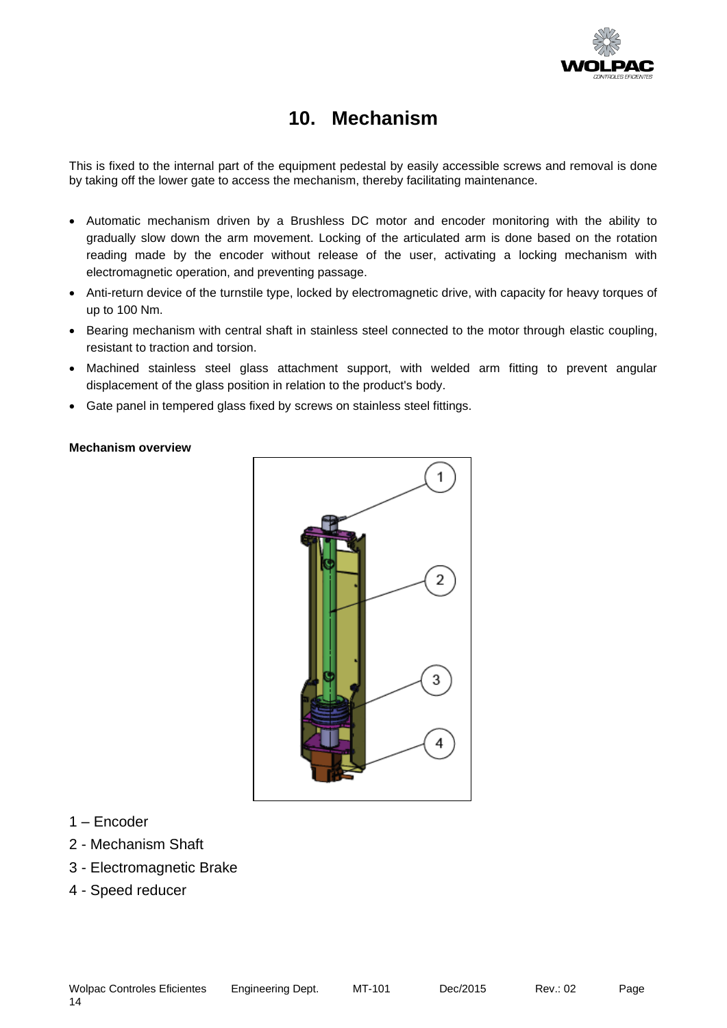# 10. Mechanism

This is fixed to the internal part of the equipment pedestal by easily accessible screws and removal is done by taking off the lower gate to access the mechanism, thereby facilitating maintenance.

- Automatic mechanism driven by a Brushless DC motor and encoder monitoring with the ability to gradually slow down the arm movement. Locking of the articulated arm is done based on the rotation reading made by the encoder without release of the user, activating a locking mechanism with electromagnetic operation, and preventing passage.
- Anti-return device of the turnstile type, locked by electromagnetic drive, with capacity for heavy torques of up to 100 Nm.
- Bearing mechanism with central shaft in stainless steel connected to the motor through elastic coupling, resistant to traction and torsion.
- Machined stainless steel glass attachment support, with welded arm fitting to prevent angular displacement of the glass position in relation to the product's body.
- Gate panel in tempered glass fixed by screws on stainless steel fittings.

**Mechanism overview**

1 – Encoder

2 - Mechanism Shaft

3 - Electromagnetic Brake

4 - Speed reducer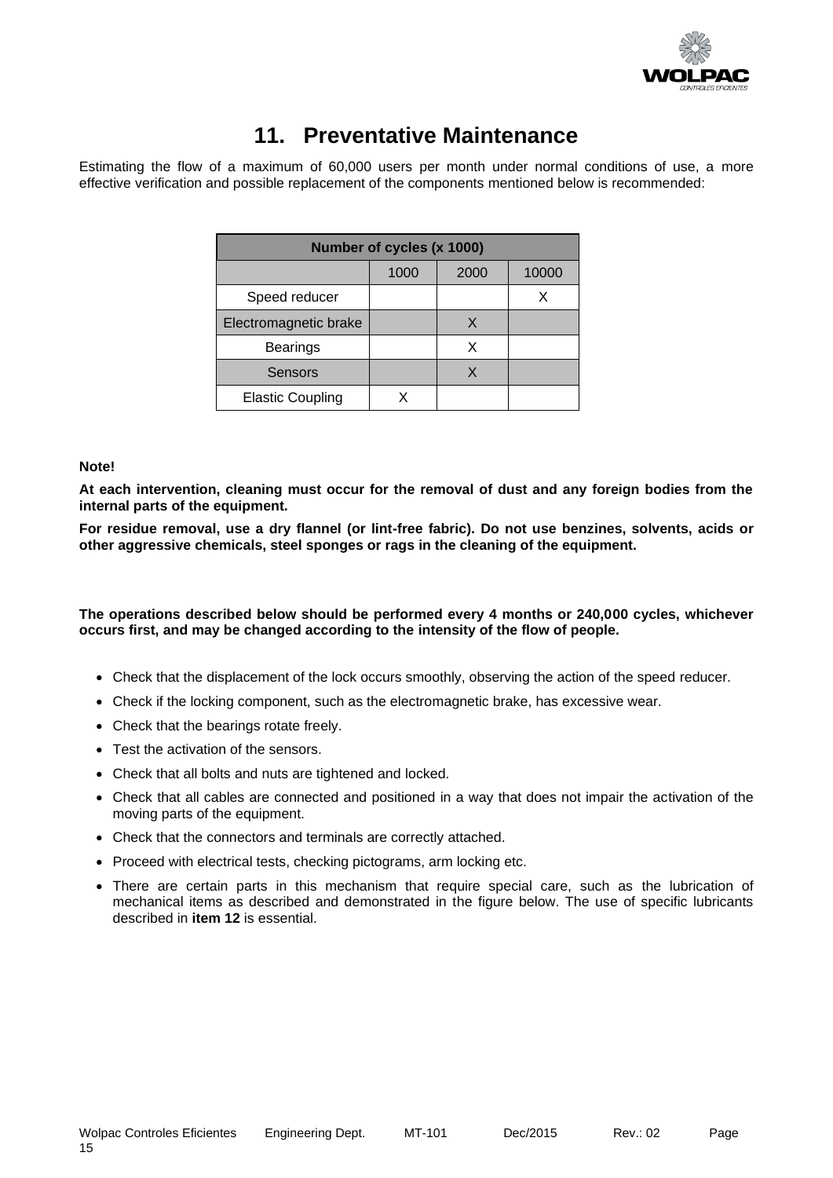# 11. Preventative Maintenance

Estimating the flow of a maximum of 60,000 users per month under normal conditions of use, a more effective verification and possible replacement of the components mentioned below is recommended:

| Number of cycles (x 1000) | | | |
|---|---|---|---|
| | 1000 | 2000 | 10000 |
| Speed reducer | | | X |
| Electromagnetic brake | | X | |
| Bearings | | X | |
| Sensors | | X | |
| Elastic Coupling | X | | |

**Note!**

**At each intervention, cleaning must occur for the removal of dust and any foreign bodies from the internal parts of the equipment.**

**For residue removal, use a dry flannel (or lint-free fabric). Do not use benzines, solvents, acids or other aggressive chemicals, steel sponges or rags in the cleaning of the equipment.**

**The operations described below should be performed every 4 months or 240,000 cycles, whichever occurs first, and may be changed according to the intensity of the flow of people.**

- Check that the displacement of the lock occurs smoothly, observing the action of the speed reducer.
- Check if the locking component, such as the electromagnetic brake, has excessive wear.
- Check that the bearings rotate freely.
- Test the activation of the sensors.
- Check that all bolts and nuts are tightened and locked.
- Check that all cables are connected and positioned in a way that does not impair the activation of the moving parts of the equipment.
- Check that the connectors and terminals are correctly attached.
- Proceed with electrical tests, checking pictograms, arm locking etc.
- There are certain parts in this mechanism that require special care, such as the lubrication of mechanical items as described and demonstrated in the figure below. The use of specific lubricants described in **item 12** is essential.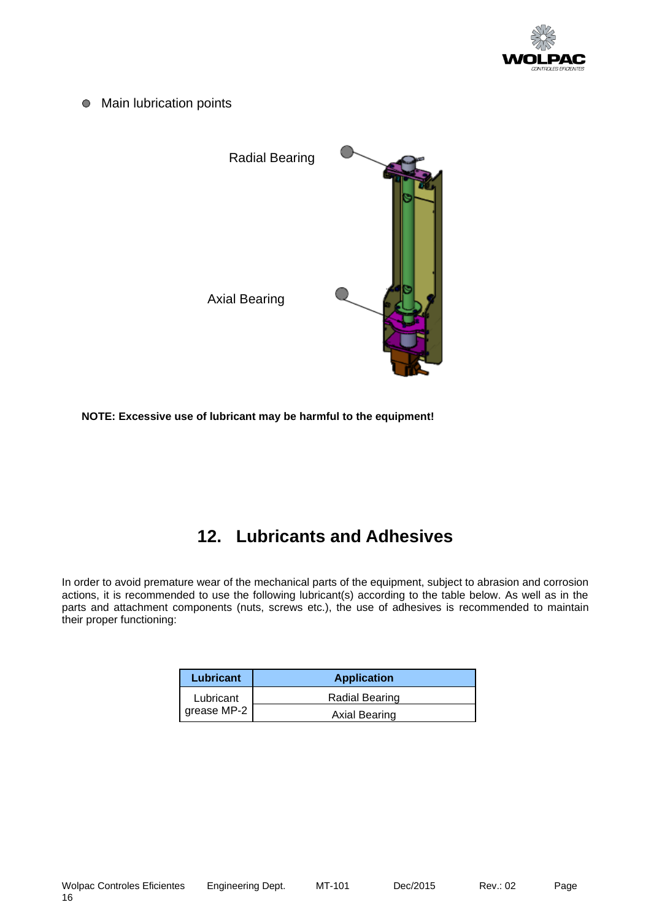- Main lubrication points

Radial Bearing

Axial Bearing

**NOTE: Excessive use of lubricant may be harmful to the equipment!**

# 12. Lubricants and Adhesives

In order to avoid premature wear of the mechanical parts of the equipment, subject to abrasion and corrosion actions, it is recommended to use the following lubricant(s) according to the table below. As well as in the parts and attachment components (nuts, screws etc.), the use of adhesives is recommended to maintain their proper functioning:

| Lubricant | Application |
|---|---|
| Lubricant grease MP-2 | Radial Bearing |
| | Axial Bearing |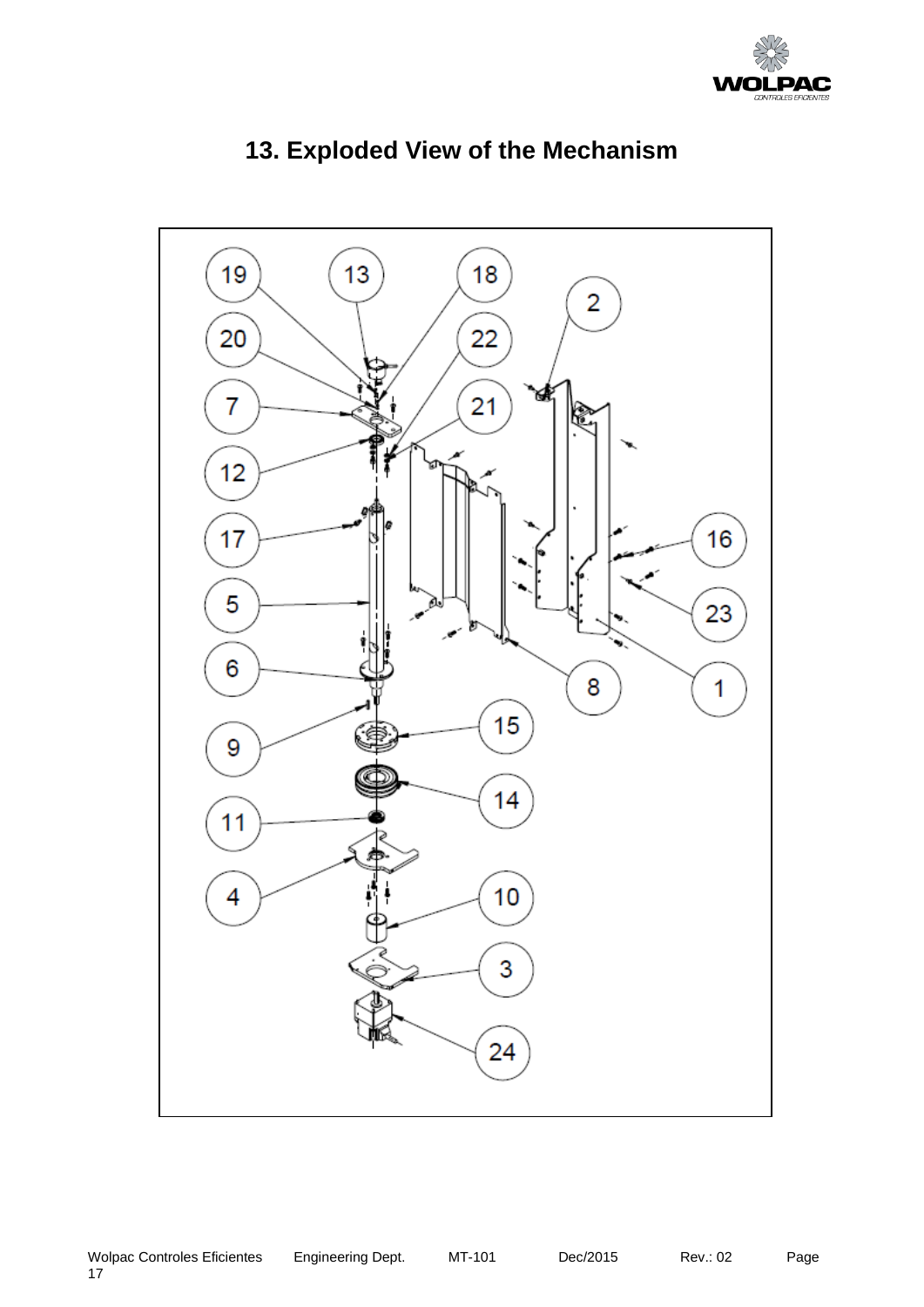# 13. Exploded View of the Mechanism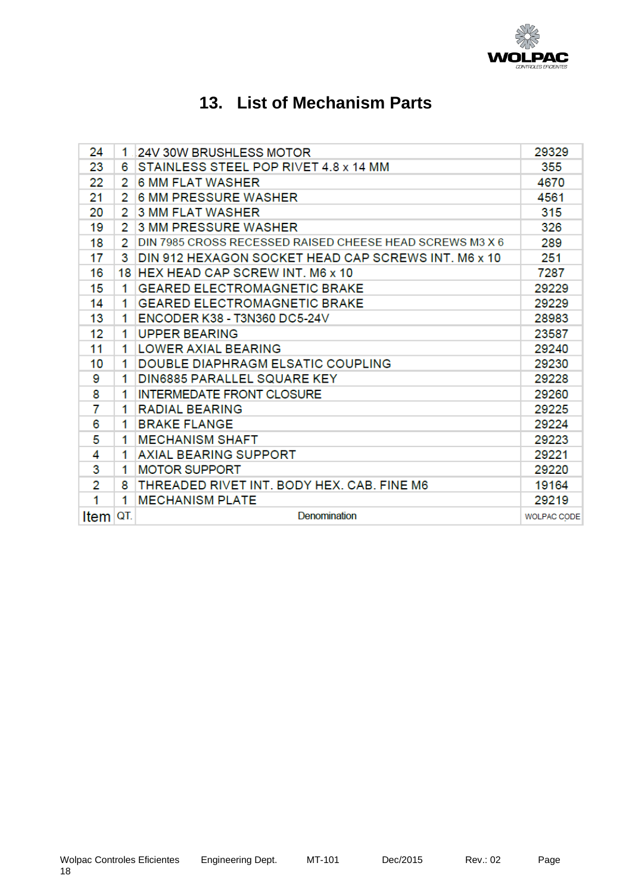# 13. List of Mechanism Parts

| 24 | 1 | 24V 30W BRUSHLESS MOTOR | 29329 |
|---|---|---|---|
| 23 | 6 | STAINLESS STEEL POP RIVET 4.8 x 14 MM | 355 |
| 22 | 2 | 6 MM FLAT WASHER | 4670 |
| 21 | 2 | 6 MM PRESSURE WASHER | 4561 |
| 20 | 2 | 3 MM FLAT WASHER | 315 |
| 19 | 2 | 3 MM PRESSURE WASHER | 326 |
| 18 | 2 | DIN 7985 CROSS RECESSED RAISED CHEESE HEAD SCREWS M3 X 6 | 289 |
| 17 | 3 | DIN 912 HEXAGON SOCKET HEAD CAP SCREWS INT. M6 x 10 | 251 |
| 16 | 18 | HEX HEAD CAP SCREW INT. M6 x 10 | 7287 |
| 15 | 1 | GEARED ELECTROMAGNETIC BRAKE | 29229 |
| 14 | 1 | GEARED ELECTROMAGNETIC BRAKE | 29229 |
| 13 | 1 | ENCODER K38 - T3N360 DC5-24V | 28983 |
| 12 | 1 | UPPER BEARING | 23587 |
| 11 | 1 | LOWER AXIAL BEARING | 29240 |
| 10 | 1 | DOUBLE DIAPHRAGM ELSATIC COUPLING | 29230 |
| 9 | 1 | DIN6885 PARALLEL SQUARE KEY | 29228 |
| 8 | 1 | INTERMEDATE FRONT CLOSURE | 29260 |
| 7 | 1 | RADIAL BEARING | 29225 |
| 6 | 1 | BRAKE FLANGE | 29224 |
| 5 | 1 | MECHANISM SHAFT | 29223 |
| 4 | 1 | AXIAL BEARING SUPPORT | 29221 |
| 3 | 1 | MOTOR SUPPORT | 29220 |
| 2 | 8 | THREADED RIVET INT. BODY HEX. CAB. FINE M6 | 19164 |
| 1 | 1 | MECHANISM PLATE | 29219 |
| Item | QT. | Denomination | WOLPAC CODE |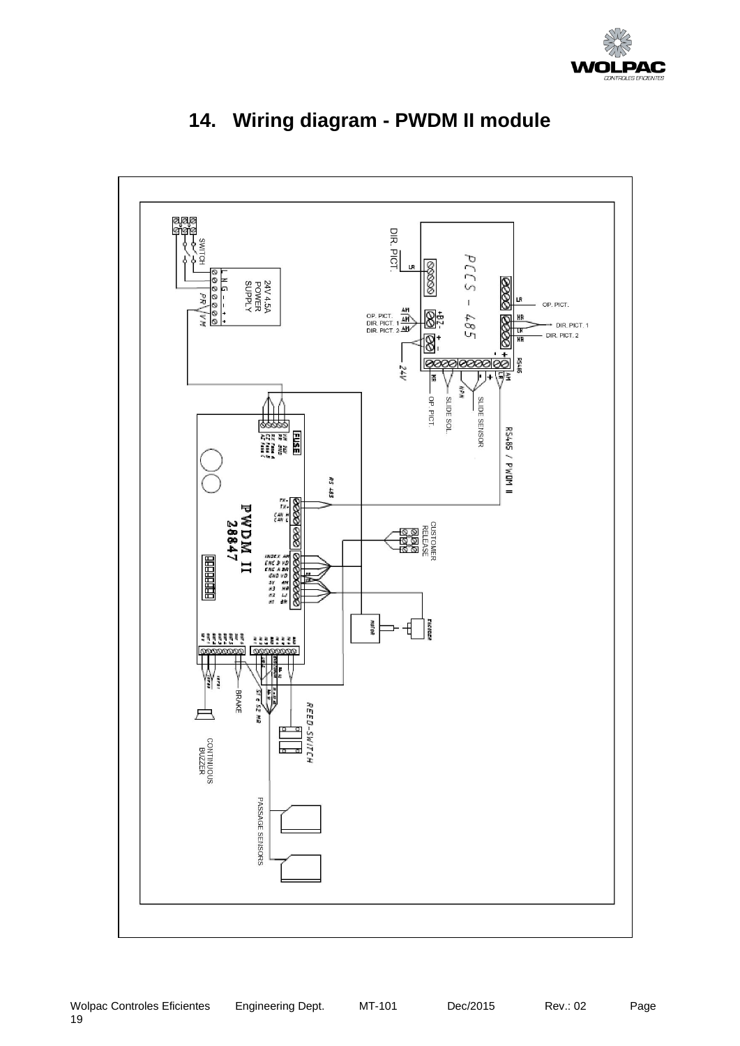# 14. Wiring diagram - PWDM II module

SWITCH

24V 4.5A POWER SUPPLY

L N G – – + +

PR VM VM

DIR. PICT.

PCCS – 485

OP. PICT.

DIR. PICT. 1

DIR. PICT. 2

OP. PICT.

DIR. PICT. 1

DIR. PICT. 2

24V

OP. PICT.

SLIDE SOL.

SLIDE SENSOR

RS485 / PWDM II

FUSE

PWDM II 2.8847

RS 485

CUSTOMER RELEASE

MOTOR

ENCODER

BRAKE

REED-SWITCH

CONTINUOUS BUZZER

PASSAGE SENSORS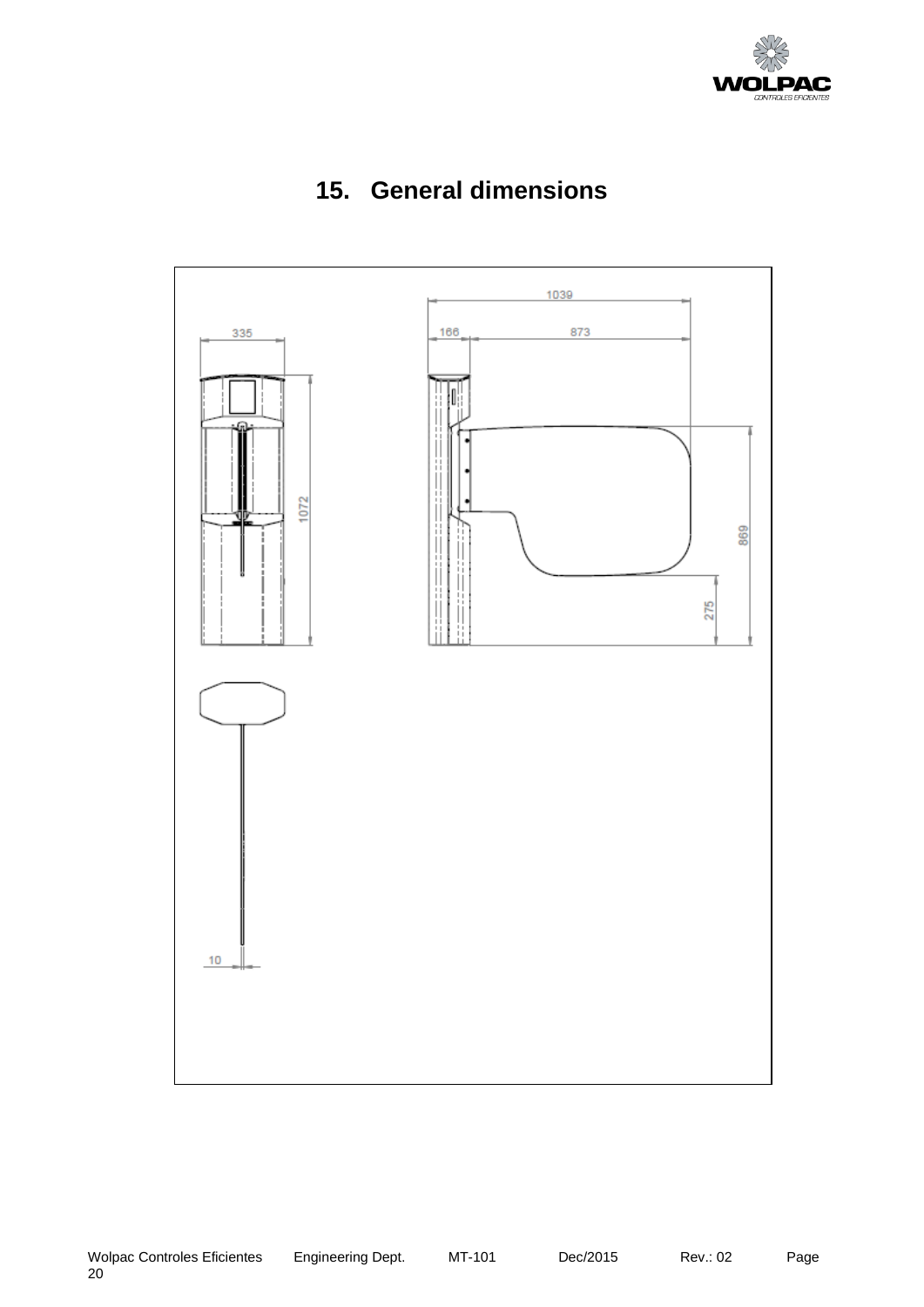## 15. General dimensions

335

1072

1039

166

873

869

275

10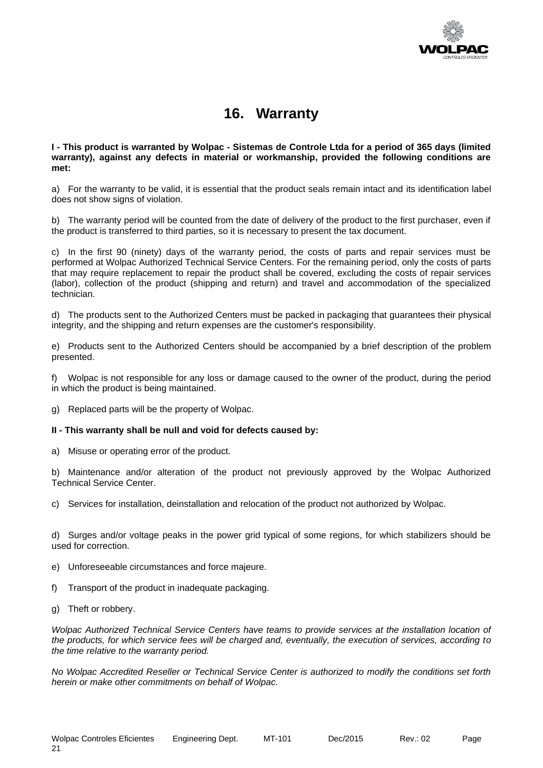# 16. Warranty

**I - This product is warranted by Wolpac - Sistemas de Controle Ltda for a period of 365 days (limited warranty), against any defects in material or workmanship, provided the following conditions are met:**

a) For the warranty to be valid, it is essential that the product seals remain intact and its identification label does not show signs of violation.

b) The warranty period will be counted from the date of delivery of the product to the first purchaser, even if the product is transferred to third parties, so it is necessary to present the tax document.

c) In the first 90 (ninety) days of the warranty period, the costs of parts and repair services must be performed at Wolpac Authorized Technical Service Centers. For the remaining period, only the costs of parts that may require replacement to repair the product shall be covered, excluding the costs of repair services (labor), collection of the product (shipping and return) and travel and accommodation of the specialized technician.

d) The products sent to the Authorized Centers must be packed in packaging that guarantees their physical integrity, and the shipping and return expenses are the customer's responsibility.

e) Products sent to the Authorized Centers should be accompanied by a brief description of the problem presented.

f) Wolpac is not responsible for any loss or damage caused to the owner of the product, during the period in which the product is being maintained.

g) Replaced parts will be the property of Wolpac.

**II - This warranty shall be null and void for defects caused by:**

a) Misuse or operating error of the product.

b) Maintenance and/or alteration of the product not previously approved by the Wolpac Authorized Technical Service Center.

c) Services for installation, deinstallation and relocation of the product not authorized by Wolpac.

d) Surges and/or voltage peaks in the power grid typical of some regions, for which stabilizers should be used for correction.

e) Unforeseeable circumstances and force majeure.

f) Transport of the product in inadequate packaging.

g) Theft or robbery.

*Wolpac Authorized Technical Service Centers have teams to provide services at the installation location of the products, for which service fees will be charged and, eventually, the execution of services, according to the time relative to the warranty period.*

*No Wolpac Accredited Reseller or Technical Service Center is authorized to modify the conditions set forth herein or make other commitments on behalf of Wolpac.*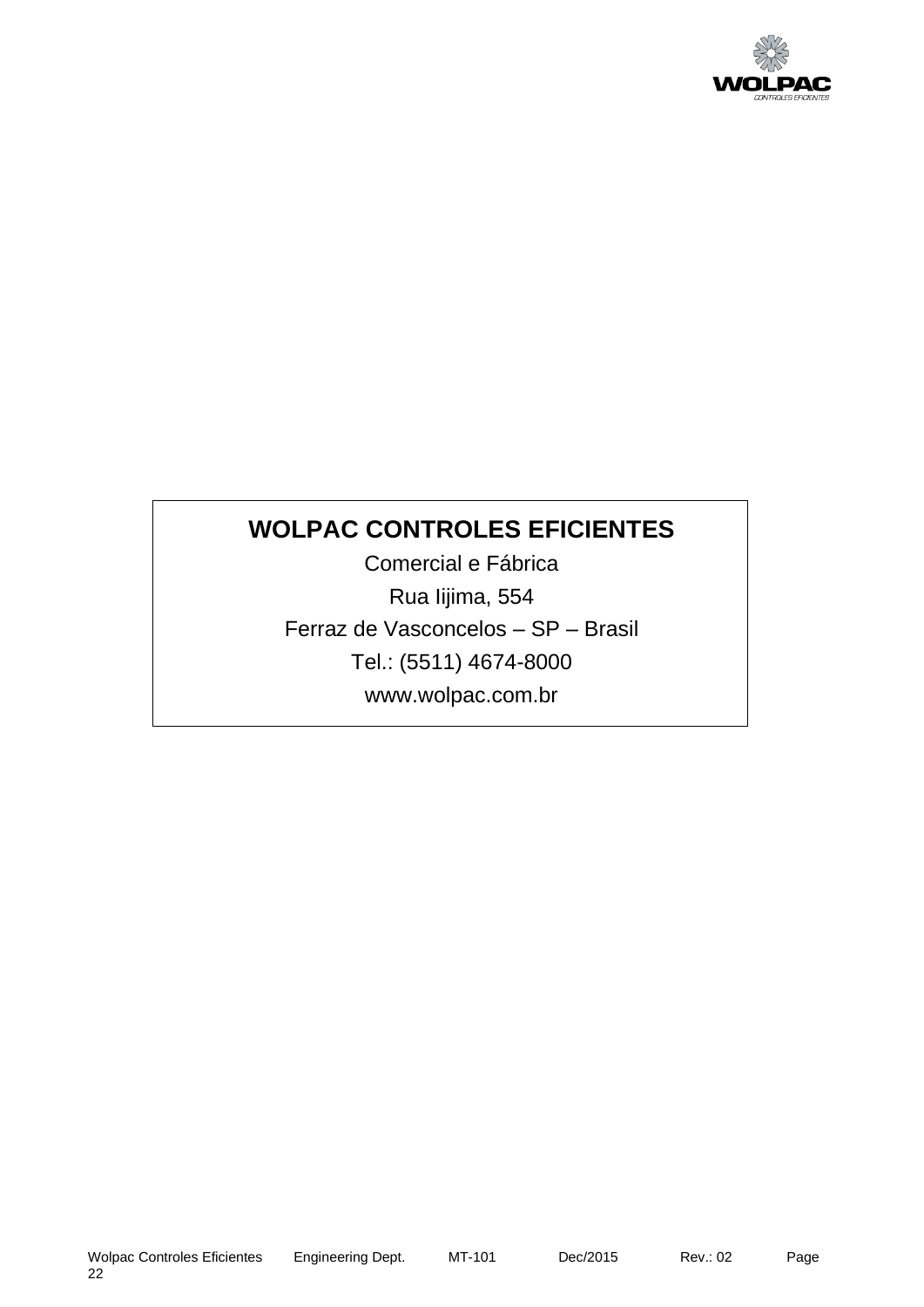**WOLPAC CONTROLES EFICIENTES**

Comercial e Fábrica

Rua Iijima, 554

Ferraz de Vasconcelos – SP – Brasil

Tel.: (5511) 4674-8000

www.wolpac.com.br